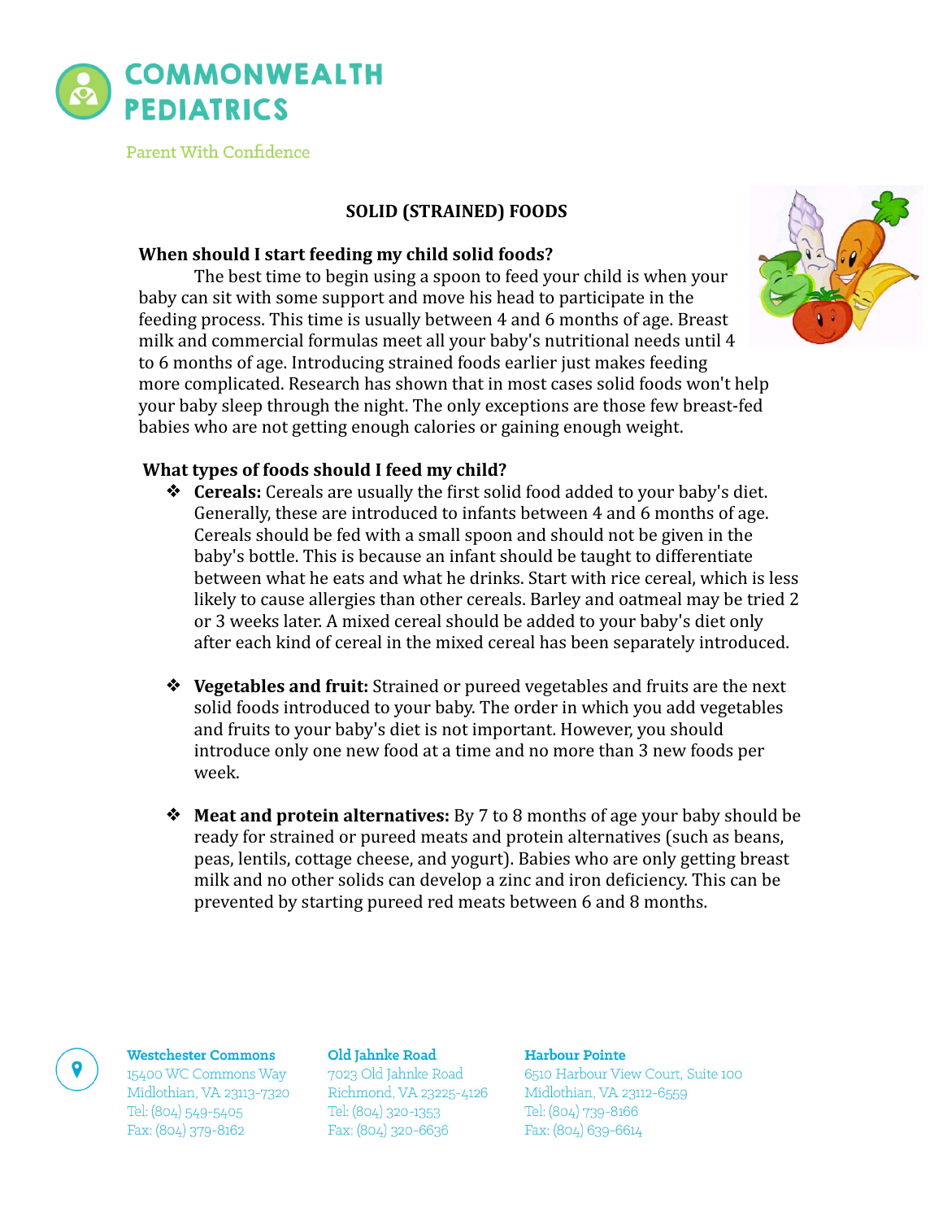# COMMONWEALTH PEDIATRICS

Parent With Confidence

## SOLID (STRAINED) FOODS

**When should I start feeding my child solid foods?**

The best time to begin using a spoon to feed your child is when your baby can sit with some support and move his head to participate in the feeding process. This time is usually between 4 and 6 months of age. Breast milk and commercial formulas meet all your baby's nutritional needs until 4 to 6 months of age. Introducing strained foods earlier just makes feeding more complicated. Research has shown that in most cases solid foods won't help your baby sleep through the night. The only exceptions are those few breast-fed babies who are not getting enough calories or gaining enough weight.

**What types of foods should I feed my child?**

- **Cereals:** Cereals are usually the first solid food added to your baby's diet. Generally, these are introduced to infants between 4 and 6 months of age. Cereals should be fed with a small spoon and should not be given in the baby's bottle. This is because an infant should be taught to differentiate between what he eats and what he drinks. Start with rice cereal, which is less likely to cause allergies than other cereals. Barley and oatmeal may be tried 2 or 3 weeks later. A mixed cereal should be added to your baby's diet only after each kind of cereal in the mixed cereal has been separately introduced.

- **Vegetables and fruit:** Strained or pureed vegetables and fruits are the next solid foods introduced to your baby. The order in which you add vegetables and fruits to your baby's diet is not important. However, you should introduce only one new food at a time and no more than 3 new foods per week.

- **Meat and protein alternatives:** By 7 to 8 months of age your baby should be ready for strained or pureed meats and protein alternatives (such as beans, peas, lentils, cottage cheese, and yogurt). Babies who are only getting breast milk and no other solids can develop a zinc and iron deficiency. This can be prevented by starting pureed red meats between 6 and 8 months.

**Westchester Commons**
15400 WC Commons Way
Midlothian, VA 23113-7320
Tel: (804) 549-5405
Fax: (804) 379-8162

**Old Jahnke Road**
7023 Old Jahnke Road
Richmond, VA 23225-4126
Tel: (804) 320-1353
Fax: (804) 320-6636

**Harbour Pointe**
6510 Harbour View Court, Suite 100
Midlothian, VA 23112-6559
Tel: (804) 739-8166
Fax: (804) 639-6614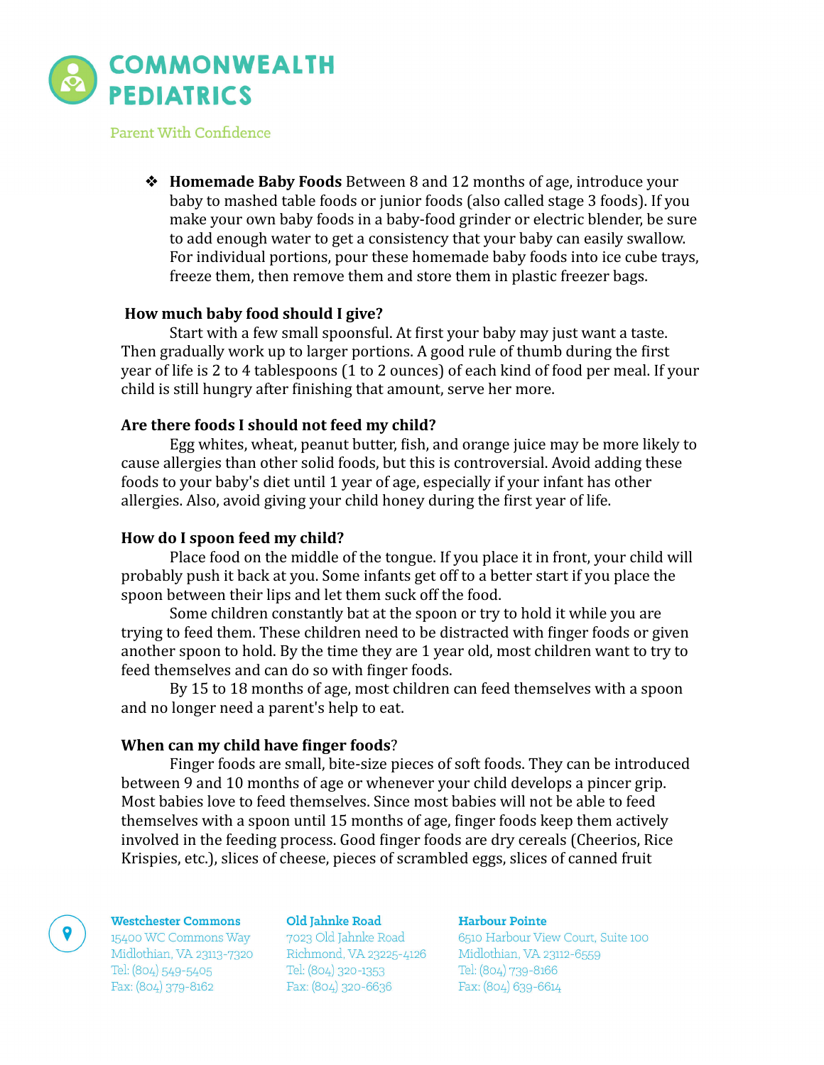- **Homemade Baby Foods** Between 8 and 12 months of age, introduce your baby to mashed table foods or junior foods (also called stage 3 foods). If you make your own baby foods in a baby-food grinder or electric blender, be sure to add enough water to get a consistency that your baby can easily swallow. For individual portions, pour these homemade baby foods into ice cube trays, freeze them, then remove them and store them in plastic freezer bags.

**How much baby food should I give?**

Start with a few small spoonsful. At first your baby may just want a taste. Then gradually work up to larger portions. A good rule of thumb during the first year of life is 2 to 4 tablespoons (1 to 2 ounces) of each kind of food per meal. If your child is still hungry after finishing that amount, serve her more.

**Are there foods I should not feed my child?**

Egg whites, wheat, peanut butter, fish, and orange juice may be more likely to cause allergies than other solid foods, but this is controversial. Avoid adding these foods to your baby's diet until 1 year of age, especially if your infant has other allergies. Also, avoid giving your child honey during the first year of life.

**How do I spoon feed my child?**

Place food on the middle of the tongue. If you place it in front, your child will probably push it back at you. Some infants get off to a better start if you place the spoon between their lips and let them suck off the food.

Some children constantly bat at the spoon or try to hold it while you are trying to feed them. These children need to be distracted with finger foods or given another spoon to hold. By the time they are 1 year old, most children want to try to feed themselves and can do so with finger foods.

By 15 to 18 months of age, most children can feed themselves with a spoon and no longer need a parent's help to eat.

**When can my child have finger foods?**

Finger foods are small, bite-size pieces of soft foods. They can be introduced between 9 and 10 months of age or whenever your child develops a pincer grip. Most babies love to feed themselves. Since most babies will not be able to feed themselves with a spoon until 15 months of age, finger foods keep them actively involved in the feeding process. Good finger foods are dry cereals (Cheerios, Rice Krispies, etc.), slices of cheese, pieces of scrambled eggs, slices of canned fruit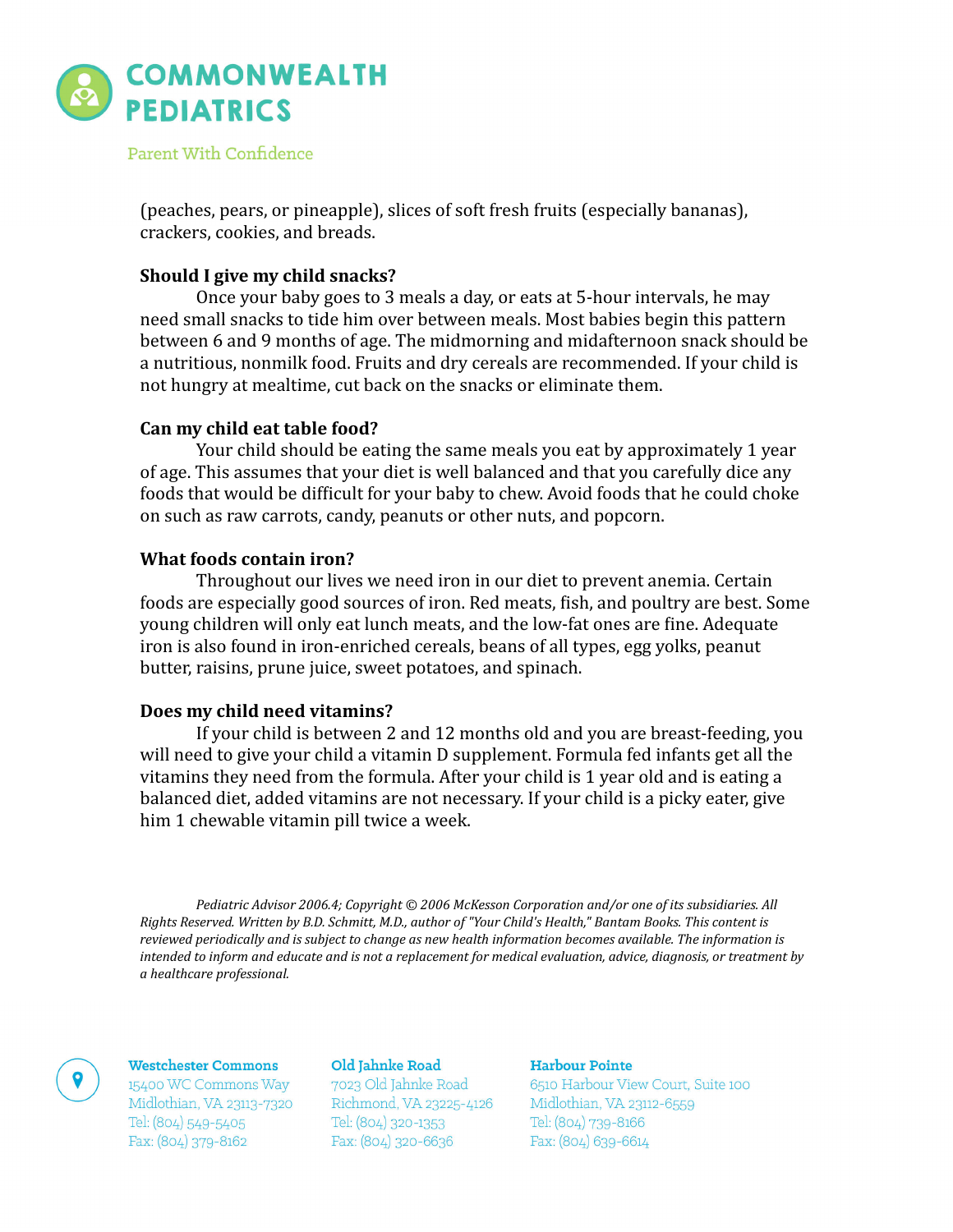(peaches, pears, or pineapple), slices of soft fresh fruits (especially bananas), crackers, cookies, and breads.

**Should I give my child snacks?**

Once your baby goes to 3 meals a day, or eats at 5-hour intervals, he may need small snacks to tide him over between meals. Most babies begin this pattern between 6 and 9 months of age. The midmorning and midafternoon snack should be a nutritious, nonmilk food. Fruits and dry cereals are recommended. If your child is not hungry at mealtime, cut back on the snacks or eliminate them.

**Can my child eat table food?**

Your child should be eating the same meals you eat by approximately 1 year of age. This assumes that your diet is well balanced and that you carefully dice any foods that would be difficult for your baby to chew. Avoid foods that he could choke on such as raw carrots, candy, peanuts or other nuts, and popcorn.

**What foods contain iron?**

Throughout our lives we need iron in our diet to prevent anemia. Certain foods are especially good sources of iron. Red meats, fish, and poultry are best. Some young children will only eat lunch meats, and the low-fat ones are fine. Adequate iron is also found in iron-enriched cereals, beans of all types, egg yolks, peanut butter, raisins, prune juice, sweet potatoes, and spinach.

**Does my child need vitamins?**

If your child is between 2 and 12 months old and you are breast-feeding, you will need to give your child a vitamin D supplement. Formula fed infants get all the vitamins they need from the formula. After your child is 1 year old and is eating a balanced diet, added vitamins are not necessary. If your child is a picky eater, give him 1 chewable vitamin pill twice a week.

*Pediatric Advisor 2006.4; Copyright © 2006 McKesson Corporation and/or one of its subsidiaries. All Rights Reserved. Written by B.D. Schmitt, M.D., author of "Your Child's Health," Bantam Books. This content is reviewed periodically and is subject to change as new health information becomes available. The information is intended to inform and educate and is not a replacement for medical evaluation, advice, diagnosis, or treatment by a healthcare professional.*